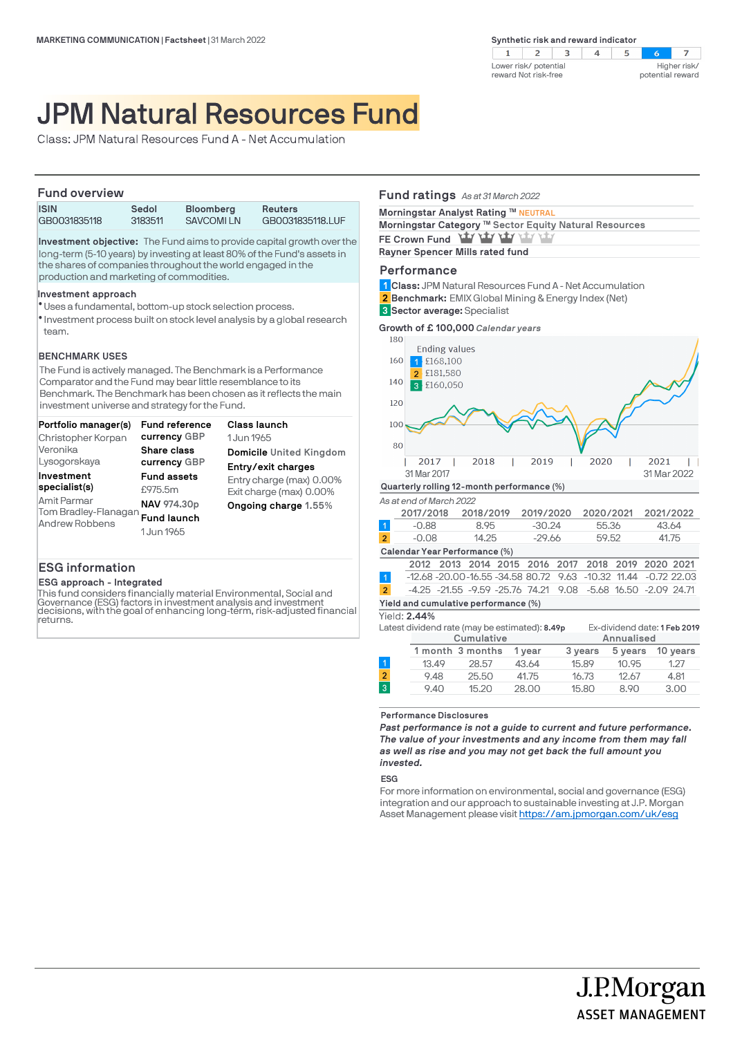MARKETING COMMUNICATION | Factsheet | 31 March 2022

**Synthetic risk and reward indicator**

| 1 | 2 | 3 | 4 | 5 | 6 | 7 |
|---|---|---|---|---|---|---|

Lower risk/ potential reward Not risk-free — Higher risk/ potential reward

# JPM Natural Resources Fund

Class: JPM Natural Resources Fund A - Net Accumulation

## Fund overview

| ISIN | Sedol | Bloomberg | Reuters |
|---|---|---|---|
| GB0031835118 | 3183511 | SAVCOMI LN | GB0031835118.LUF |

**Investment objective:** The Fund aims to provide capital growth over the long-term (5-10 years) by investing at least 80% of the Fund's assets in the shares of companies throughout the world engaged in the production and marketing of commodities.

**Investment approach**
- Uses a fundamental, bottom-up stock selection process.
- Investment process built on stock level analysis by a global research team.

**BENCHMARK USES**

The Fund is actively managed. The Benchmark is a Performance Comparator and the Fund may bear little resemblance to its Benchmark. The Benchmark has been chosen as it reflects the main investment universe and strategy for the Fund.

**Portfolio manager(s)**
Christopher Korpan
Veronika Lysogorskaya

**Investment specialist(s)**
Amit Parmar
Tom Bradley-Flanagan
Andrew Robbens

**Fund reference currency** GBP
**Share class currency** GBP
**Fund assets**
£975.5m
**NAV** 974.30p
**Fund launch**
1 Jun 1965

**Class launch**
1 Jun 1965
**Domicile** United Kingdom
**Entry/exit charges**
Entry charge (max) 0.00%
Exit charge (max) 0.00%
**Ongoing charge** 1.55%

## ESG information

**ESG approach - Integrated**

This fund considers financially material Environmental, Social and Governance (ESG) factors in investment analysis and investment decisions, with the goal of enhancing long-term, risk-adjusted financial returns.

## Fund ratings *As at 31 March 2022*

**Morningstar Analyst Rating ™** NEUTRAL
**Morningstar Category ™** Sector Equity Natural Resources
**FE Crown Fund**
**Rayner Spencer Mills rated fund**

## Performance

1 **Class:** JPM Natural Resources Fund A - Net Accumulation
2 **Benchmark:** EMIX Global Mining & Energy Index (Net)
3 **Sector average:** Specialist

**Growth of £ 100,000** *Calendar years*

Ending values
1 £168,100
2 £181,580
3 £160,050

31 Mar 2017 — 31 Mar 2022

**Quarterly rolling 12-month performance (%)**

*As at end of March 2022*

| | 2017/2018 | 2018/2019 | 2019/2020 | 2020/2021 | 2021/2022 |
|---|---|---|---|---|---|
| 1 | -0.88 | 8.95 | -30.24 | 55.36 | 43.64 |
| 2 | -0.08 | 14.25 | -29.66 | 59.52 | 41.75 |

**Calendar Year Performance (%)**

| | 2012 | 2013 | 2014 | 2015 | 2016 | 2017 | 2018 | 2019 | 2020 | 2021 |
|---|---|---|---|---|---|---|---|---|---|---|
| 1 | -12.68 | -20.00 | -16.55 | -34.58 | 80.72 | 9.63 | -10.32 | 11.44 | -0.72 | 22.03 |
| 2 | -4.25 | -21.55 | -9.59 | -25.76 | 74.21 | 9.08 | -5.68 | 16.50 | -2.09 | 24.71 |

**Yield and cumulative performance (%)**

Yield: **2.44%**

Latest dividend rate (may be estimated): **8.49p** Ex-dividend date: **1 Feb 2019**

| | Cumulative | | | Annualised | | |
|---|---|---|---|---|---|---|
| | 1 month | 3 months | 1 year | 3 years | 5 years | 10 years |
| 1 | 13.49 | 28.57 | 43.64 | 15.89 | 10.95 | 1.27 |
| 2 | 9.48 | 25.50 | 41.75 | 16.73 | 12.67 | 4.81 |
| 3 | 9.40 | 15.20 | 28.00 | 15.80 | 8.90 | 3.00 |

**Performance Disclosures**

***Past performance is not a guide to current and future performance. The value of your investments and any income from them may fall as well as rise and you may not get back the full amount you invested.***

**ESG**

For more information on environmental, social and governance (ESG) integration and our approach to sustainable investing at J.P. Morgan Asset Management please visit https://am.jpmorgan.com/uk/esg

J.P.Morgan ASSET MANAGEMENT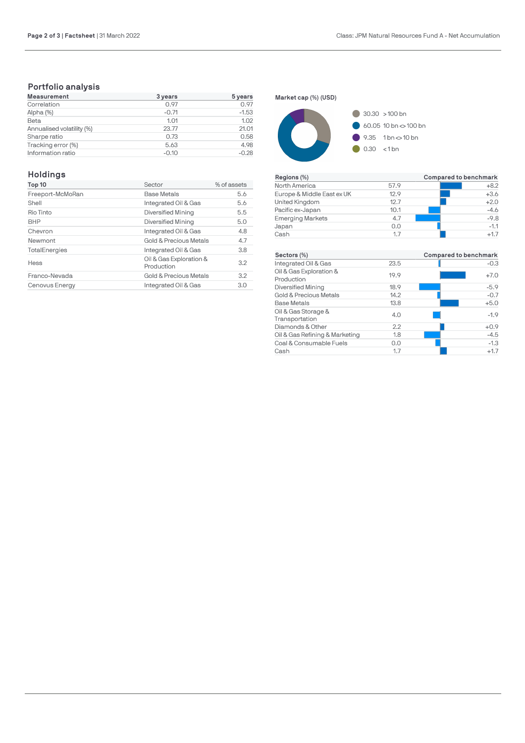## Portfolio analysis

| Measurement | 3 years | 5 years |
|---|---|---|
| Correlation | 0.97 | 0.97 |
| Alpha (%) | -0.71 | -1.53 |
| Beta | 1.01 | 1.02 |
| Annualised volatility (%) | 23.77 | 21.01 |
| Sharpe ratio | 0.73 | 0.58 |
| Tracking error (%) | 5.63 | 4.98 |
| Information ratio | -0.10 | -0.28 |

## Holdings

| Top 10 | Sector | % of assets |
|---|---|---|
| Freeport-McMoRan | Base Metals | 5.6 |
| Shell | Integrated Oil & Gas | 5.6 |
| Rio Tinto | Diversified Mining | 5.5 |
| BHP | Diversified Mining | 5.0 |
| Chevron | Integrated Oil & Gas | 4.8 |
| Newmont | Gold & Precious Metals | 4.7 |
| TotalEnergies | Integrated Oil & Gas | 3.8 |
| Hess | Oil & Gas Exploration & Production | 3.2 |
| Franco-Nevada | Gold & Precious Metals | 3.2 |
| Cenovus Energy | Integrated Oil & Gas | 3.0 |

**Market cap (%) (USD)**

- 30.30 >100 bn
- 60.05 10 bn <> 100 bn
- 9.35 1 bn <> 10 bn
- 0.30 <1 bn

| Regions (%) | | Compared to benchmark |
|---|---|---|
| North America | 57.9 | +8.2 |
| Europe & Middle East ex UK | 12.9 | +3.6 |
| United Kingdom | 12.7 | +2.0 |
| Pacific ex-Japan | 10.1 | -4.6 |
| Emerging Markets | 4.7 | -9.8 |
| Japan | 0.0 | -1.1 |
| Cash | 1.7 | +1.7 |

| Sectors (%) | | Compared to benchmark |
|---|---|---|
| Integrated Oil & Gas | 23.5 | -0.3 |
| Oil & Gas Exploration & Production | 19.9 | +7.0 |
| Diversified Mining | 18.9 | -5.9 |
| Gold & Precious Metals | 14.2 | -0.7 |
| Base Metals | 13.8 | +5.0 |
| Oil & Gas Storage & Transportation | 4.0 | -1.9 |
| Diamonds & Other | 2.2 | +0.9 |
| Oil & Gas Refining & Marketing | 1.8 | -4.5 |
| Coal & Consumable Fuels | 0.0 | -1.3 |
| Cash | 1.7 | +1.7 |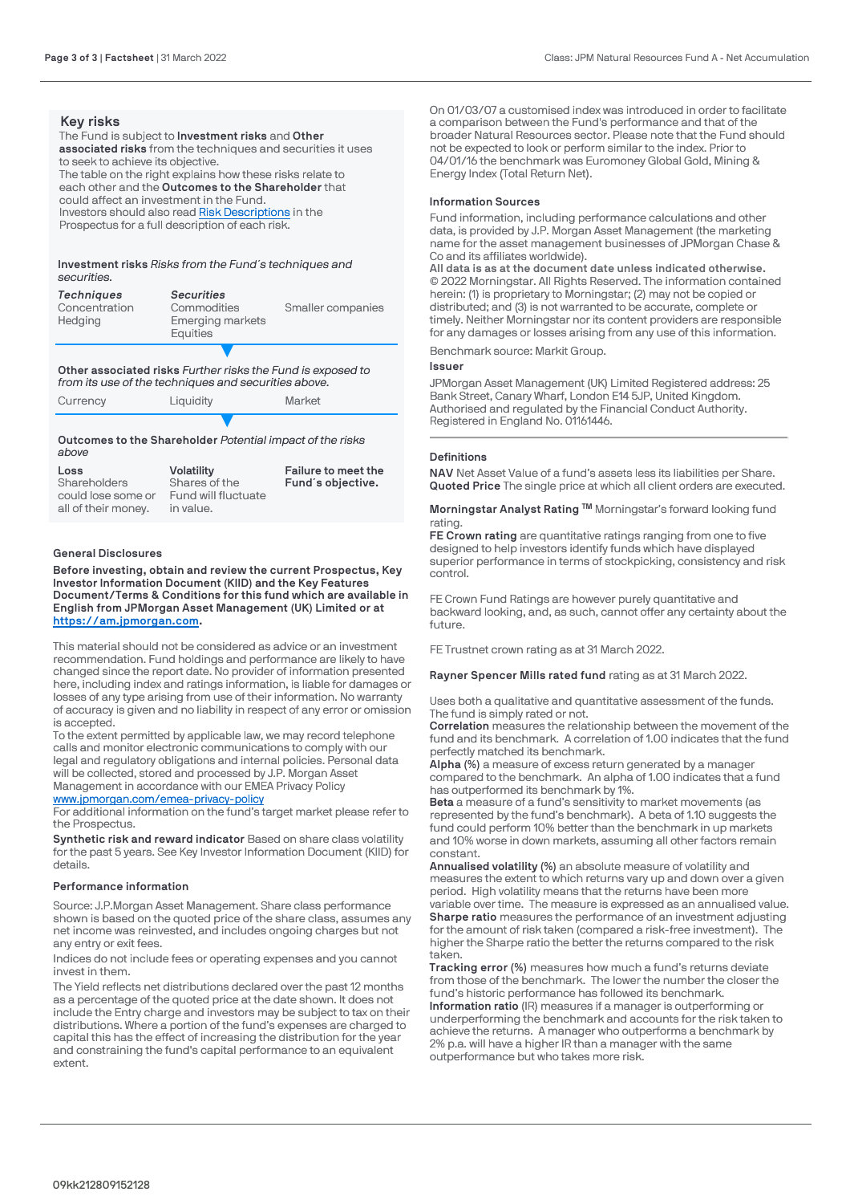## Key risks

The Fund is subject to **Investment risks** and **Other associated risks** from the techniques and securities it uses to seek to achieve its objective.

The table on the right explains how these risks relate to each other and the **Outcomes to the Shareholder** that could affect an investment in the Fund.

Investors should also read Risk Descriptions in the Prospectus for a full description of each risk.

**Investment risks** *Risks from the Fund´s techniques and securities.*

| *Techniques* | *Securities* | |
|---|---|---|
| Concentration | Commodities | Smaller companies |
| Hedging | Emerging markets | |
| | Equities | |

**Other associated risks** *Further risks the Fund is exposed to from its use of the techniques and securities above.*

| | | |
|---|---|---|
| Currency | Liquidity | Market |

**Outcomes to the Shareholder** *Potential impact of the risks above*

| **Loss** | **Volatility** | **Failure to meet the Fund´s objective.** |
|---|---|---|
| Shareholders could lose some or all of their money. | Shares of the Fund will fluctuate in value. | |

### General Disclosures

**Before investing, obtain and review the current Prospectus, Key Investor Information Document (KIID) and the Key Features Document/Terms & Conditions for this fund which are available in English from JPMorgan Asset Management (UK) Limited or at https://am.jpmorgan.com.**

This material should not be considered as advice or an investment recommendation. Fund holdings and performance are likely to have changed since the report date. No provider of information presented here, including index and ratings information, is liable for damages or losses of any type arising from use of their information. No warranty of accuracy is given and no liability in respect of any error or omission is accepted.

To the extent permitted by applicable law, we may record telephone calls and monitor electronic communications to comply with our legal and regulatory obligations and internal policies. Personal data will be collected, stored and processed by J.P. Morgan Asset Management in accordance with our EMEA Privacy Policy www.jpmorgan.com/emea-privacy-policy

For additional information on the fund's target market please refer to the Prospectus.

**Synthetic risk and reward indicator** Based on share class volatility for the past 5 years. See Key Investor Information Document (KIID) for details.

### Performance information

Source: J.P.Morgan Asset Management. Share class performance shown is based on the quoted price of the share class, assumes any net income was reinvested, and includes ongoing charges but not any entry or exit fees.

Indices do not include fees or operating expenses and you cannot invest in them.

The Yield reflects net distributions declared over the past 12 months as a percentage of the quoted price at the date shown. It does not include the Entry charge and investors may be subject to tax on their distributions. Where a portion of the fund's expenses are charged to capital this has the effect of increasing the distribution for the year and constraining the fund's capital performance to an equivalent extent.

On 01/03/07 a customised index was introduced in order to facilitate a comparison between the Fund's performance and that of the broader Natural Resources sector. Please note that the Fund should not be expected to look or perform similar to the index. Prior to 04/01/16 the benchmark was Euromoney Global Gold, Mining & Energy Index (Total Return Net).

### Information Sources

Fund information, including performance calculations and other data, is provided by J.P. Morgan Asset Management (the marketing name for the asset management businesses of JPMorgan Chase & Co and its affiliates worldwide).

**All data is as at the document date unless indicated otherwise.**

© 2022 Morningstar. All Rights Reserved. The information contained herein: (1) is proprietary to Morningstar; (2) may not be copied or distributed; and (3) is not warranted to be accurate, complete or timely. Neither Morningstar nor its content providers are responsible for any damages or losses arising from any use of this information.

Benchmark source: Markit Group.

### Issuer

JPMorgan Asset Management (UK) Limited Registered address: 25 Bank Street, Canary Wharf, London E14 5JP, United Kingdom. Authorised and regulated by the Financial Conduct Authority. Registered in England No. 01161446.

### Definitions

**NAV** Net Asset Value of a fund's assets less its liabilities per Share.
**Quoted Price** The single price at which all client orders are executed.

**Morningstar Analyst Rating ™** Morningstar's forward looking fund rating.
**FE Crown rating** are quantitative ratings ranging from one to five designed to help investors identify funds which have displayed superior performance in terms of stockpicking, consistency and risk control.

FE Crown Fund Ratings are however purely quantitative and backward looking, and, as such, cannot offer any certainty about the future.

FE Trustnet crown rating as at 31 March 2022.

**Rayner Spencer Mills rated fund** rating as at 31 March 2022.

Uses both a qualitative and quantitative assessment of the funds. The fund is simply rated or not.
**Correlation** measures the relationship between the movement of the fund and its benchmark. A correlation of 1.00 indicates that the fund perfectly matched its benchmark.
**Alpha** (%) a measure of excess return generated by a manager compared to the benchmark. An alpha of 1.00 indicates that a fund has outperformed its benchmark by 1%.
**Beta** a measure of a fund's sensitivity to market movements (as represented by the fund's benchmark). A beta of 1.10 suggests the fund could perform 10% better than the benchmark in up markets and 10% worse in down markets, assuming all other factors remain constant.
**Annualised volatility** (%) an absolute measure of volatility and measures the extent to which returns vary up and down over a given period. High volatility means that the returns have been more variable over time. The measure is expressed as an annualised value.
**Sharpe ratio** measures the performance of an investment adjusting for the amount of risk taken (compared a risk-free investment). The higher the Sharpe ratio the better the returns compared to the risk taken.
**Tracking error** (%) measures how much a fund's returns deviate from those of the benchmark. The lower the number the closer the fund's historic performance has followed its benchmark.
**Information ratio** (IR) measures if a manager is outperforming or underperforming the benchmark and accounts for the risk taken to achieve the returns. A manager who outperforms a benchmark by 2% p.a. will have a higher IR than a manager with the same outperformance but who takes more risk.

09kk212809152128